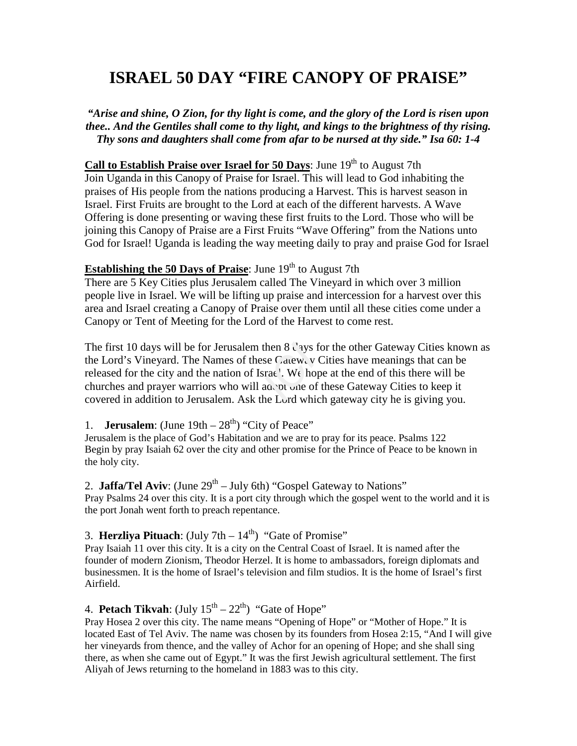# ISRAEL 50 DAY "FIRE CANOPY OF PRAISE"

***"Arise and shine, O Zion, for thy light is come, and the glory of the Lord is risen upon thee.. And the Gentiles shall come to thy light, and kings to the brightness of thy rising. Thy sons and daughters shall come from afar to be nursed at thy side." Isa 60: 1-4***

**Call to Establish Praise over Israel for 50 Days**: June 19th to August 7th
Join Uganda in this Canopy of Praise for Israel. This will lead to God inhabiting the praises of His people from the nations producing a Harvest. This is harvest season in Israel. First Fruits are brought to the Lord at each of the different harvests. A Wave Offering is done presenting or waving these first fruits to the Lord. Those who will be joining this Canopy of Praise are a First Fruits "Wave Offering" from the Nations unto God for Israel! Uganda is leading the way meeting daily to pray and praise God for Israel

**Establishing the 50 Days of Praise**: June 19th to August 7th
There are 5 Key Cities plus Jerusalem called The Vineyard in which over 3 million people live in Israel. We will be lifting up praise and intercession for a harvest over this area and Israel creating a Canopy of Praise over them until all these cities come under a Canopy or Tent of Meeting for the Lord of the Harvest to come rest.

The first 10 days will be for Jerusalem then 8 days for the other Gateway Cities known as the Lord's Vineyard. The Names of these Gateway Cities have meanings that can be released for the city and the nation of Israel. We hope at the end of this there will be churches and prayer warriors who will adopt one of these Gateway Cities to keep it covered in addition to Jerusalem. Ask the Lord which gateway city he is giving you.

1. **Jerusalem**: (June 19th – 28th) "City of Peace"
Jerusalem is the place of God's Habitation and we are to pray for its peace. Psalms 122
Begin by pray Isaiah 62 over the city and other promise for the Prince of Peace to be known in the holy city.

2. **Jaffa/Tel Aviv**: (June 29th – July 6th) "Gospel Gateway to Nations"
Pray Psalms 24 over this city. It is a port city through which the gospel went to the world and it is the port Jonah went forth to preach repentance.

3. **Herzliya Pituach**: (July 7th – 14th) "Gate of Promise"
Pray Isaiah 11 over this city. It is a city on the Central Coast of Israel. It is named after the founder of modern Zionism, Theodor Herzel. It is home to ambassadors, foreign diplomats and businessmen. It is the home of Israel's television and film studios. It is the home of Israel's first Airfield.

4. **Petach Tikvah**: (July 15th – 22th) "Gate of Hope"
Pray Hosea 2 over this city. The name means "Opening of Hope" or "Mother of Hope." It is located East of Tel Aviv. The name was chosen by its founders from Hosea 2:15, "And I will give her vineyards from thence, and the valley of Achor for an opening of Hope; and she shall sing there, as when she came out of Egypt." It was the first Jewish agricultural settlement. The first Aliyah of Jews returning to the homeland in 1883 was to this city.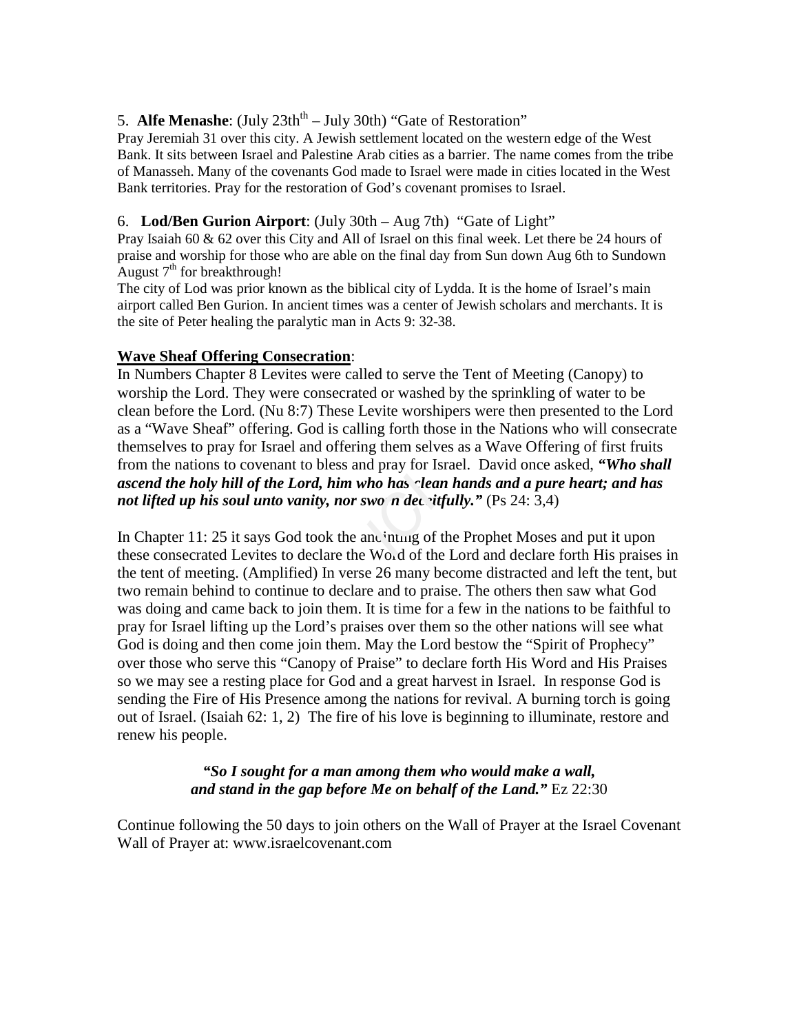5. **Alfe Menashe**: (July 23th[th] – July 30th) "Gate of Restoration"

Pray Jeremiah 31 over this city. A Jewish settlement located on the western edge of the West Bank. It sits between Israel and Palestine Arab cities as a barrier. The name comes from the tribe of Manasseh. Many of the covenants God made to Israel were made in cities located in the West Bank territories. Pray for the restoration of God's covenant promises to Israel.

6. **Lod/Ben Gurion Airport**: (July 30th – Aug 7th) "Gate of Light"

Pray Isaiah 60 & 62 over this City and All of Israel on this final week. Let there be 24 hours of praise and worship for those who are able on the final day from Sun down Aug 6th to Sundown August 7[th] for breakthrough!

The city of Lod was prior known as the biblical city of Lydda. It is the home of Israel's main airport called Ben Gurion. In ancient times was a center of Jewish scholars and merchants. It is the site of Peter healing the paralytic man in Acts 9: 32-38.

**Wave Sheaf Offering Consecration**:

In Numbers Chapter 8 Levites were called to serve the Tent of Meeting (Canopy) to worship the Lord. They were consecrated or washed by the sprinkling of water to be clean before the Lord. (Nu 8:7) These Levite worshipers were then presented to the Lord as a "Wave Sheaf" offering. God is calling forth those in the Nations who will consecrate themselves to pray for Israel and offering them selves as a Wave Offering of first fruits from the nations to covenant to bless and pray for Israel. David once asked, ***"Who shall ascend the holy hill of the Lord, him who has clean hands and a pure heart; and has not lifted up his soul unto vanity, nor sworn deceitfully."*** (Ps 24: 3,4)

In Chapter 11: 25 it says God took the anointing of the Prophet Moses and put it upon these consecrated Levites to declare the Word of the Lord and declare forth His praises in the tent of meeting. (Amplified) In verse 26 many become distracted and left the tent, but two remain behind to continue to declare and to praise. The others then saw what God was doing and came back to join them. It is time for a few in the nations to be faithful to pray for Israel lifting up the Lord's praises over them so the other nations will see what God is doing and then come join them. May the Lord bestow the "Spirit of Prophecy" over those who serve this "Canopy of Praise" to declare forth His Word and His Praises so we may see a resting place for God and a great harvest in Israel. In response God is sending the Fire of His Presence among the nations for revival. A burning torch is going out of Israel. (Isaiah 62: 1, 2) The fire of his love is beginning to illuminate, restore and renew his people.

***"So I sought for a man among them who would make a wall,***
***and stand in the gap before Me on behalf of the Land."*** Ez 22:30

Continue following the 50 days to join others on the Wall of Prayer at the Israel Covenant Wall of Prayer at: www.israelcovenant.com